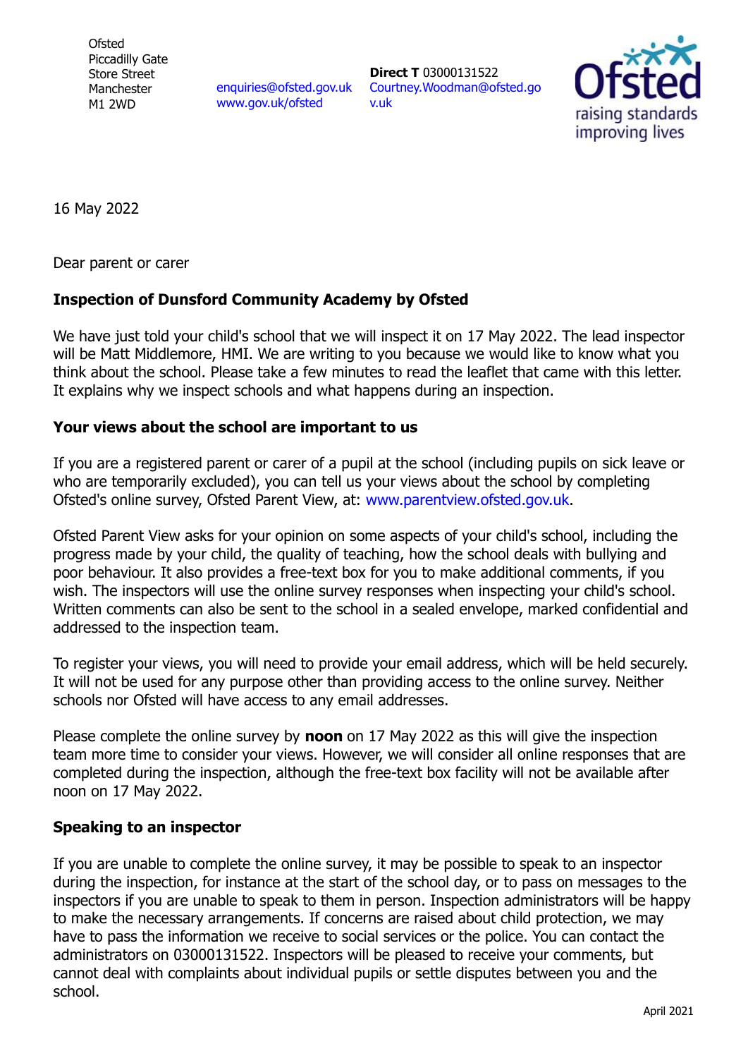Ofsted
Piccadilly Gate
Store Street
Manchester
M1 2WD

enquiries@ofsted.gov.uk
www.gov.uk/ofsted

**Direct T** 03000131522
Courtney.Woodman@ofsted.gov.uk

16 May 2022

Dear parent or carer

**Inspection of Dunsford Community Academy by Ofsted**

We have just told your child's school that we will inspect it on 17 May 2022. The lead inspector will be Matt Middlemore, HMI. We are writing to you because we would like to know what you think about the school. Please take a few minutes to read the leaflet that came with this letter. It explains why we inspect schools and what happens during an inspection.

**Your views about the school are important to us**

If you are a registered parent or carer of a pupil at the school (including pupils on sick leave or who are temporarily excluded), you can tell us your views about the school by completing Ofsted's online survey, Ofsted Parent View, at: www.parentview.ofsted.gov.uk.

Ofsted Parent View asks for your opinion on some aspects of your child's school, including the progress made by your child, the quality of teaching, how the school deals with bullying and poor behaviour. It also provides a free-text box for you to make additional comments, if you wish. The inspectors will use the online survey responses when inspecting your child's school. Written comments can also be sent to the school in a sealed envelope, marked confidential and addressed to the inspection team.

To register your views, you will need to provide your email address, which will be held securely. It will not be used for any purpose other than providing access to the online survey. Neither schools nor Ofsted will have access to any email addresses.

Please complete the online survey by **noon** on 17 May 2022 as this will give the inspection team more time to consider your views. However, we will consider all online responses that are completed during the inspection, although the free-text box facility will not be available after noon on 17 May 2022.

**Speaking to an inspector**

If you are unable to complete the online survey, it may be possible to speak to an inspector during the inspection, for instance at the start of the school day, or to pass on messages to the inspectors if you are unable to speak to them in person. Inspection administrators will be happy to make the necessary arrangements. If concerns are raised about child protection, we may have to pass the information we receive to social services or the police. You can contact the administrators on 03000131522. Inspectors will be pleased to receive your comments, but cannot deal with complaints about individual pupils or settle disputes between you and the school.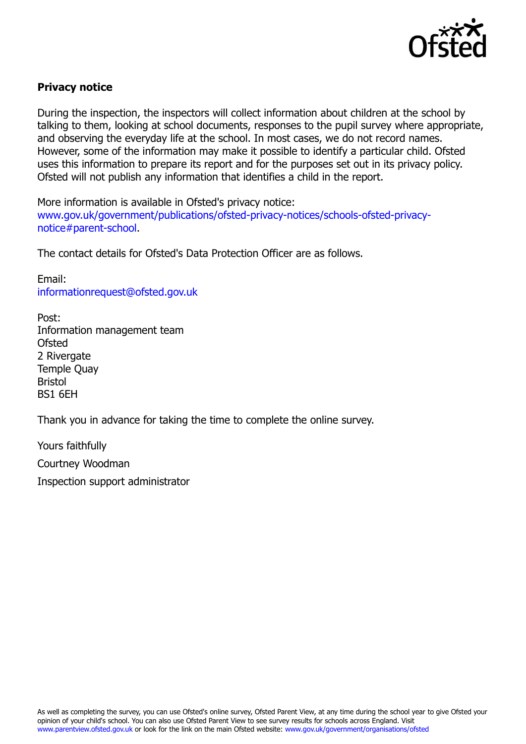**Privacy notice**

During the inspection, the inspectors will collect information about children at the school by talking to them, looking at school documents, responses to the pupil survey where appropriate, and observing the everyday life at the school. In most cases, we do not record names. However, some of the information may make it possible to identify a particular child. Ofsted uses this information to prepare its report and for the purposes set out in its privacy policy. Ofsted will not publish any information that identifies a child in the report.

More information is available in Ofsted's privacy notice:
www.gov.uk/government/publications/ofsted-privacy-notices/schools-ofsted-privacy-notice#parent-school.

The contact details for Ofsted's Data Protection Officer are as follows.

Email:
informationrequest@ofsted.gov.uk

Post:
Information management team
Ofsted
2 Rivergate
Temple Quay
Bristol
BS1 6EH

Thank you in advance for taking the time to complete the online survey.

Yours faithfully

Courtney Woodman

Inspection support administrator

As well as completing the survey, you can use Ofsted's online survey, Ofsted Parent View, at any time during the school year to give Ofsted your opinion of your child's school. You can also use Ofsted Parent View to see survey results for schools across England. Visit www.parentview.ofsted.gov.uk or look for the link on the main Ofsted website: www.gov.uk/government/organisations/ofsted